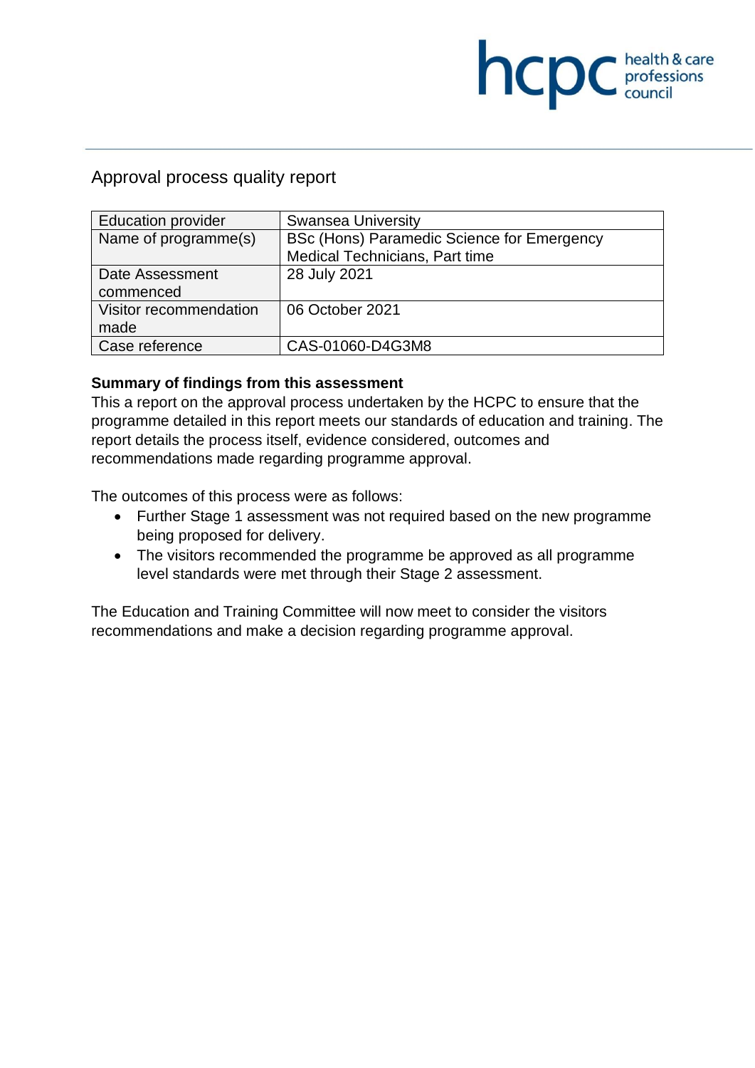# Approval process quality report

| Education provider | Swansea University |
|---|---|
| Name of programme(s) | BSc (Hons) Paramedic Science for Emergency Medical Technicians, Part time |
| Date Assessment commenced | 28 July 2021 |
| Visitor recommendation made | 06 October 2021 |
| Case reference | CAS-01060-D4G3M8 |

**Summary of findings from this assessment**

This a report on the approval process undertaken by the HCPC to ensure that the programme detailed in this report meets our standards of education and training. The report details the process itself, evidence considered, outcomes and recommendations made regarding programme approval.

The outcomes of this process were as follows:

- Further Stage 1 assessment was not required based on the new programme being proposed for delivery.
- The visitors recommended the programme be approved as all programme level standards were met through their Stage 2 assessment.

The Education and Training Committee will now meet to consider the visitors recommendations and make a decision regarding programme approval.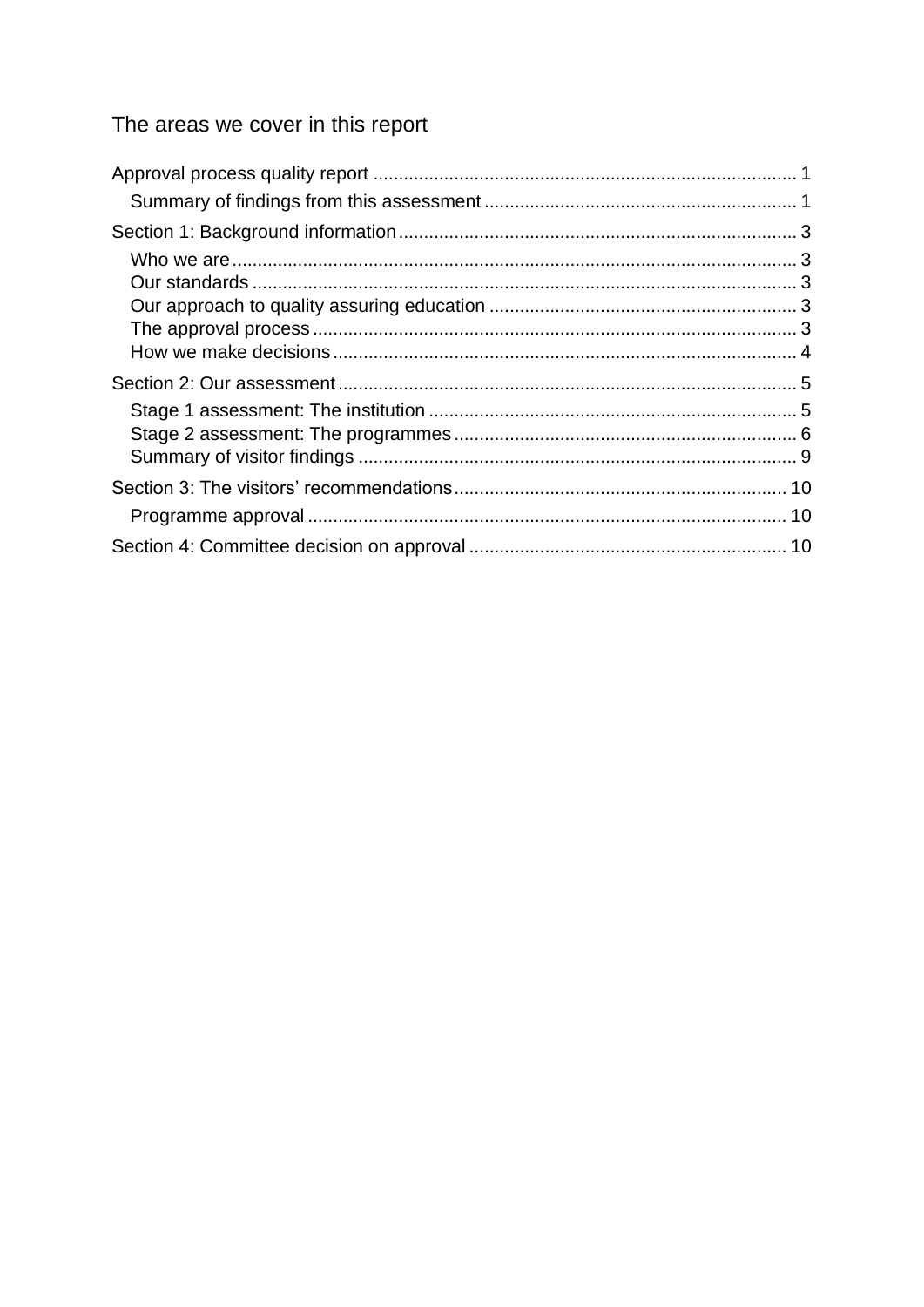## The areas we cover in this report

Approval process quality report .................................................................................... 1
- Summary of findings from this assessment ............................................................. 1

Section 1: Background information .............................................................................. 3
- Who we are ............................................................................................................... 3
- Our standards ........................................................................................................... 3
- Our approach to quality assuring education ............................................................ 3
- The approval process ............................................................................................... 3
- How we make decisions ........................................................................................... 4

Section 2: Our assessment ........................................................................................... 5
- Stage 1 assessment: The institution ........................................................................ 5
- Stage 2 assessment: The programmes ................................................................... 6
- Summary of visitor findings ...................................................................................... 9

Section 3: The visitors' recommendations ................................................................. 10
- Programme approval .............................................................................................. 10

Section 4: Committee decision on approval .............................................................. 10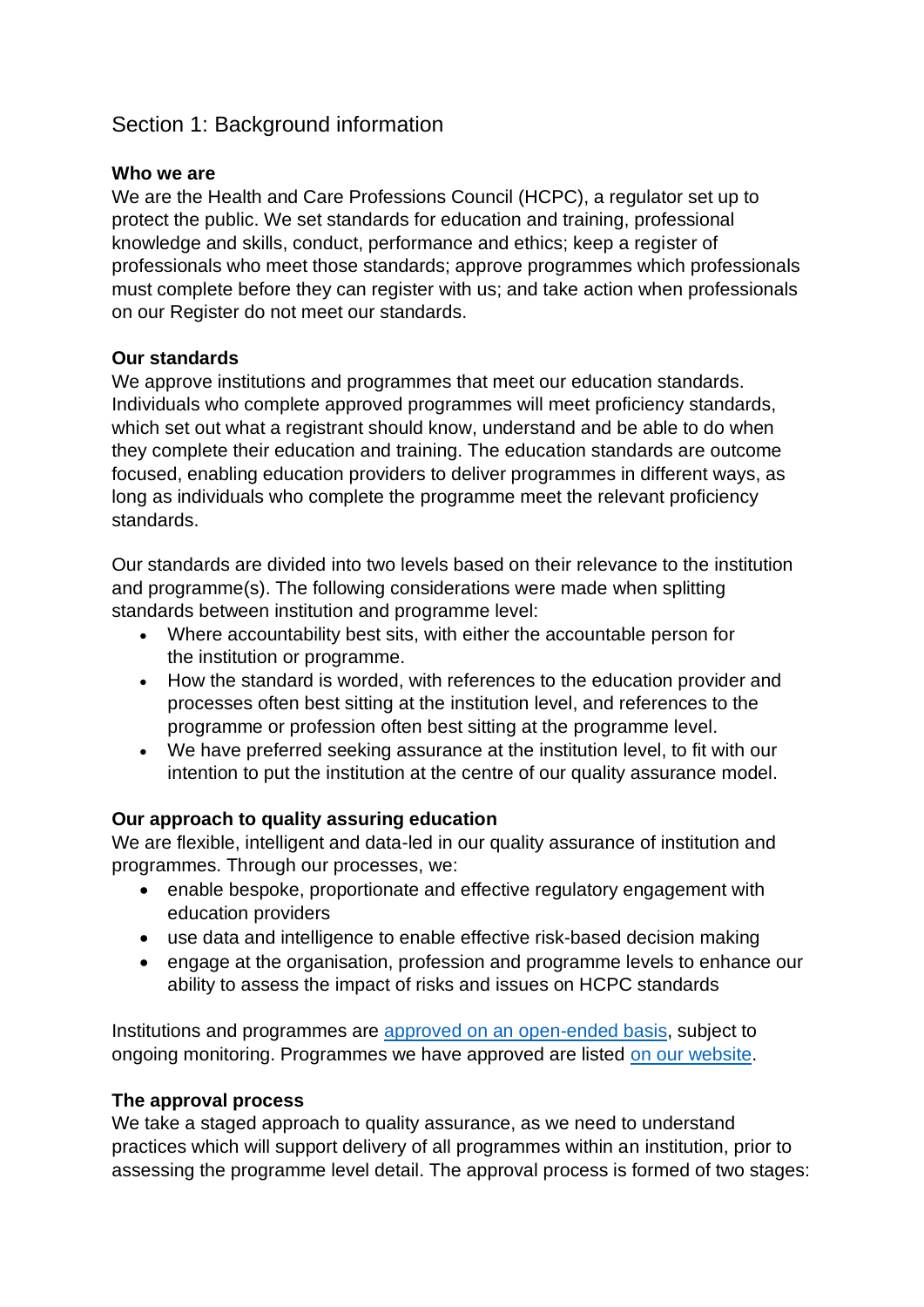## Section 1: Background information

### Who we are

We are the Health and Care Professions Council (HCPC), a regulator set up to protect the public. We set standards for education and training, professional knowledge and skills, conduct, performance and ethics; keep a register of professionals who meet those standards; approve programmes which professionals must complete before they can register with us; and take action when professionals on our Register do not meet our standards.

### Our standards

We approve institutions and programmes that meet our education standards. Individuals who complete approved programmes will meet proficiency standards, which set out what a registrant should know, understand and be able to do when they complete their education and training. The education standards are outcome focused, enabling education providers to deliver programmes in different ways, as long as individuals who complete the programme meet the relevant proficiency standards.

Our standards are divided into two levels based on their relevance to the institution and programme(s). The following considerations were made when splitting standards between institution and programme level:

- Where accountability best sits, with either the accountable person for the institution or programme.
- How the standard is worded, with references to the education provider and processes often best sitting at the institution level, and references to the programme or profession often best sitting at the programme level.
- We have preferred seeking assurance at the institution level, to fit with our intention to put the institution at the centre of our quality assurance model.

### Our approach to quality assuring education

We are flexible, intelligent and data-led in our quality assurance of institution and programmes. Through our processes, we:

- enable bespoke, proportionate and effective regulatory engagement with education providers
- use data and intelligence to enable effective risk-based decision making
- engage at the organisation, profession and programme levels to enhance our ability to assess the impact of risks and issues on HCPC standards

Institutions and programmes are approved on an open-ended basis, subject to ongoing monitoring. Programmes we have approved are listed on our website.

### The approval process

We take a staged approach to quality assurance, as we need to understand practices which will support delivery of all programmes within an institution, prior to assessing the programme level detail. The approval process is formed of two stages: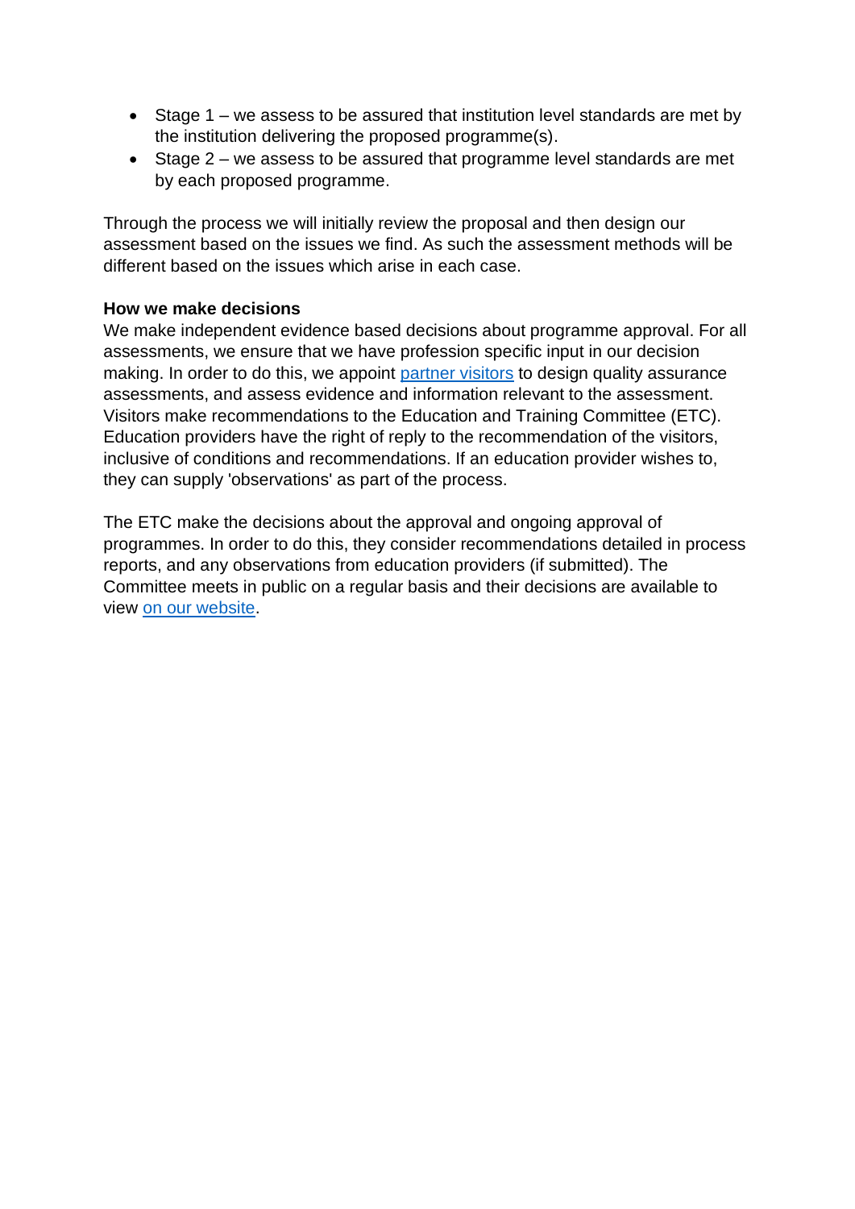- Stage 1 – we assess to be assured that institution level standards are met by the institution delivering the proposed programme(s).
- Stage 2 – we assess to be assured that programme level standards are met by each proposed programme.

Through the process we will initially review the proposal and then design our assessment based on the issues we find. As such the assessment methods will be different based on the issues which arise in each case.

**How we make decisions**

We make independent evidence based decisions about programme approval. For all assessments, we ensure that we have profession specific input in our decision making. In order to do this, we appoint partner visitors to design quality assurance assessments, and assess evidence and information relevant to the assessment. Visitors make recommendations to the Education and Training Committee (ETC). Education providers have the right of reply to the recommendation of the visitors, inclusive of conditions and recommendations. If an education provider wishes to, they can supply 'observations' as part of the process.

The ETC make the decisions about the approval and ongoing approval of programmes. In order to do this, they consider recommendations detailed in process reports, and any observations from education providers (if submitted). The Committee meets in public on a regular basis and their decisions are available to view on our website.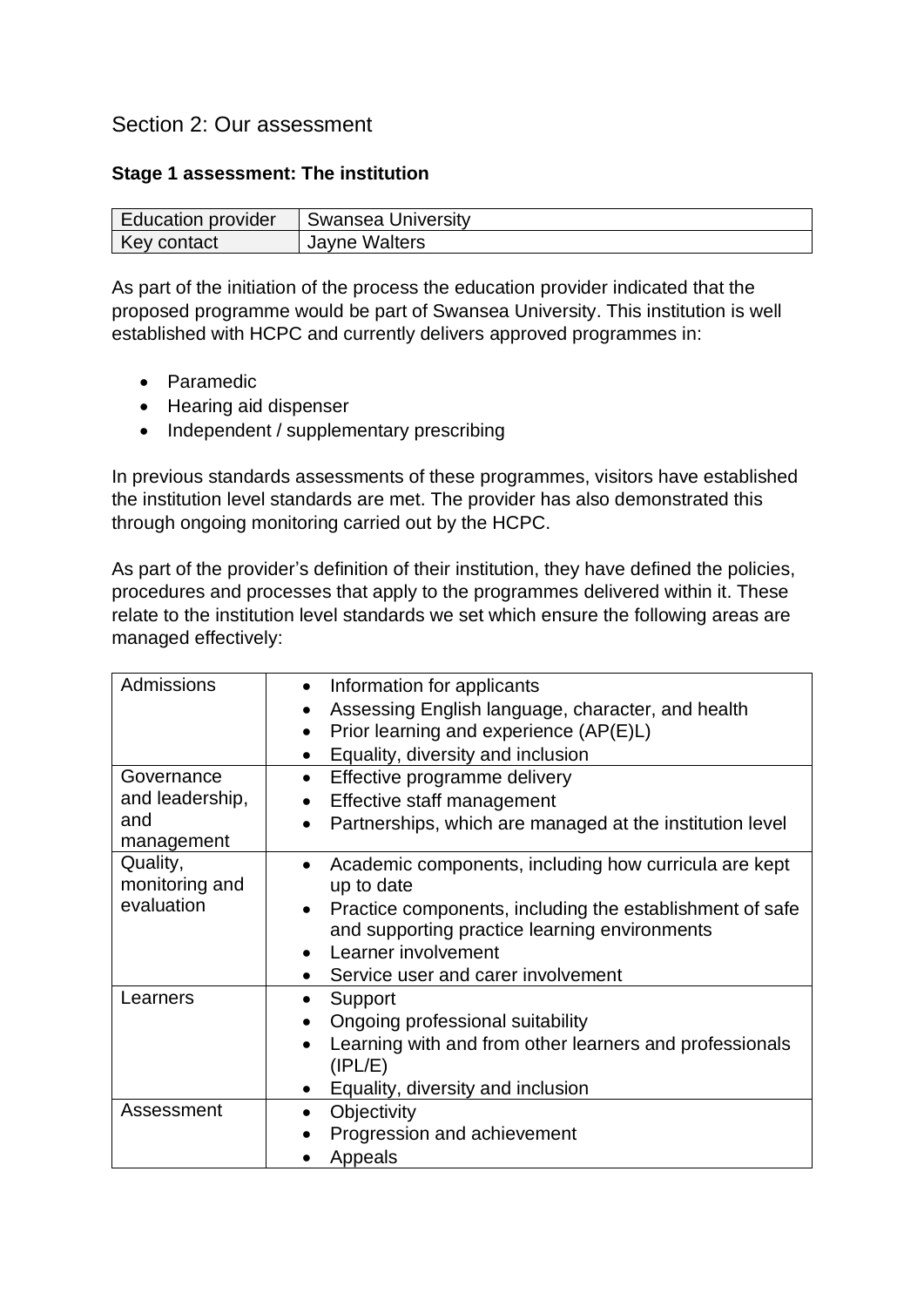## Section 2: Our assessment

### Stage 1 assessment: The institution

| Education provider | Swansea University |
|---|---|
| Key contact | Jayne Walters |

As part of the initiation of the process the education provider indicated that the proposed programme would be part of Swansea University. This institution is well established with HCPC and currently delivers approved programmes in:

- Paramedic
- Hearing aid dispenser
- Independent / supplementary prescribing

In previous standards assessments of these programmes, visitors have established the institution level standards are met. The provider has also demonstrated this through ongoing monitoring carried out by the HCPC.

As part of the provider's definition of their institution, they have defined the policies, procedures and processes that apply to the programmes delivered within it. These relate to the institution level standards we set which ensure the following areas are managed effectively:

| Area | Details |
|---|---|
| Admissions | • Information for applicants<br>• Assessing English language, character, and health<br>• Prior learning and experience (AP(E)L)<br>• Equality, diversity and inclusion |
| Governance and leadership, and management | • Effective programme delivery<br>• Effective staff management<br>• Partnerships, which are managed at the institution level |
| Quality, monitoring and evaluation | • Academic components, including how curricula are kept up to date<br>• Practice components, including the establishment of safe and supporting practice learning environments<br>• Learner involvement<br>• Service user and carer involvement |
| Learners | • Support<br>• Ongoing professional suitability<br>• Learning with and from other learners and professionals (IPL/E)<br>• Equality, diversity and inclusion |
| Assessment | • Objectivity<br>• Progression and achievement<br>• Appeals |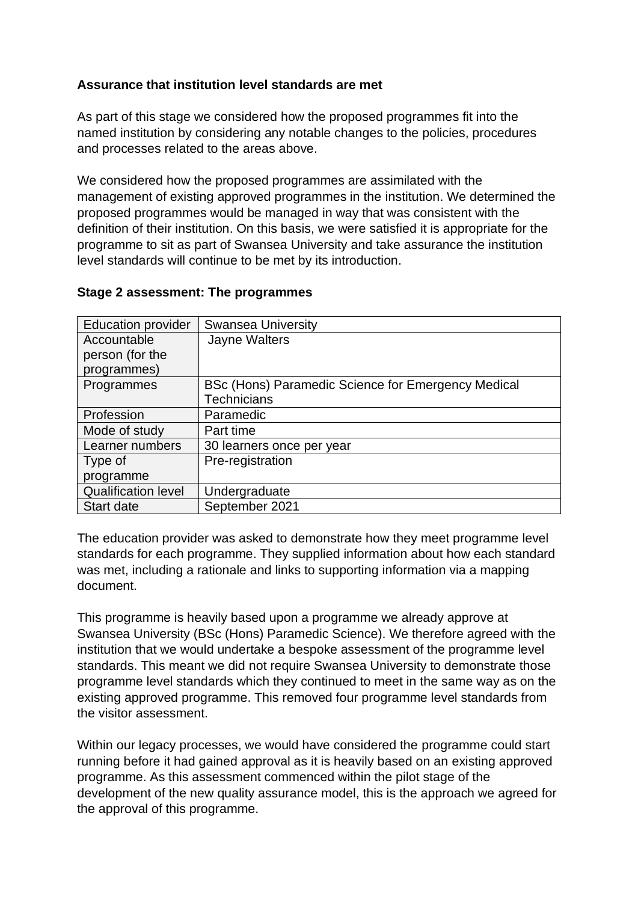**Assurance that institution level standards are met**

As part of this stage we considered how the proposed programmes fit into the named institution by considering any notable changes to the policies, procedures and processes related to the areas above.

We considered how the proposed programmes are assimilated with the management of existing approved programmes in the institution. We determined the proposed programmes would be managed in way that was consistent with the definition of their institution. On this basis, we were satisfied it is appropriate for the programme to sit as part of Swansea University and take assurance the institution level standards will continue to be met by its introduction.

**Stage 2 assessment: The programmes**

| Education provider | Swansea University |
|---|---|
| Accountable person (for the programmes) | Jayne Walters |
| Programmes | BSc (Hons) Paramedic Science for Emergency Medical Technicians |
| Profession | Paramedic |
| Mode of study | Part time |
| Learner numbers | 30 learners once per year |
| Type of programme | Pre-registration |
| Qualification level | Undergraduate |
| Start date | September 2021 |

The education provider was asked to demonstrate how they meet programme level standards for each programme. They supplied information about how each standard was met, including a rationale and links to supporting information via a mapping document.

This programme is heavily based upon a programme we already approve at Swansea University (BSc (Hons) Paramedic Science). We therefore agreed with the institution that we would undertake a bespoke assessment of the programme level standards. This meant we did not require Swansea University to demonstrate those programme level standards which they continued to meet in the same way as on the existing approved programme. This removed four programme level standards from the visitor assessment.

Within our legacy processes, we would have considered the programme could start running before it had gained approval as it is heavily based on an existing approved programme. As this assessment commenced within the pilot stage of the development of the new quality assurance model, this is the approach we agreed for the approval of this programme.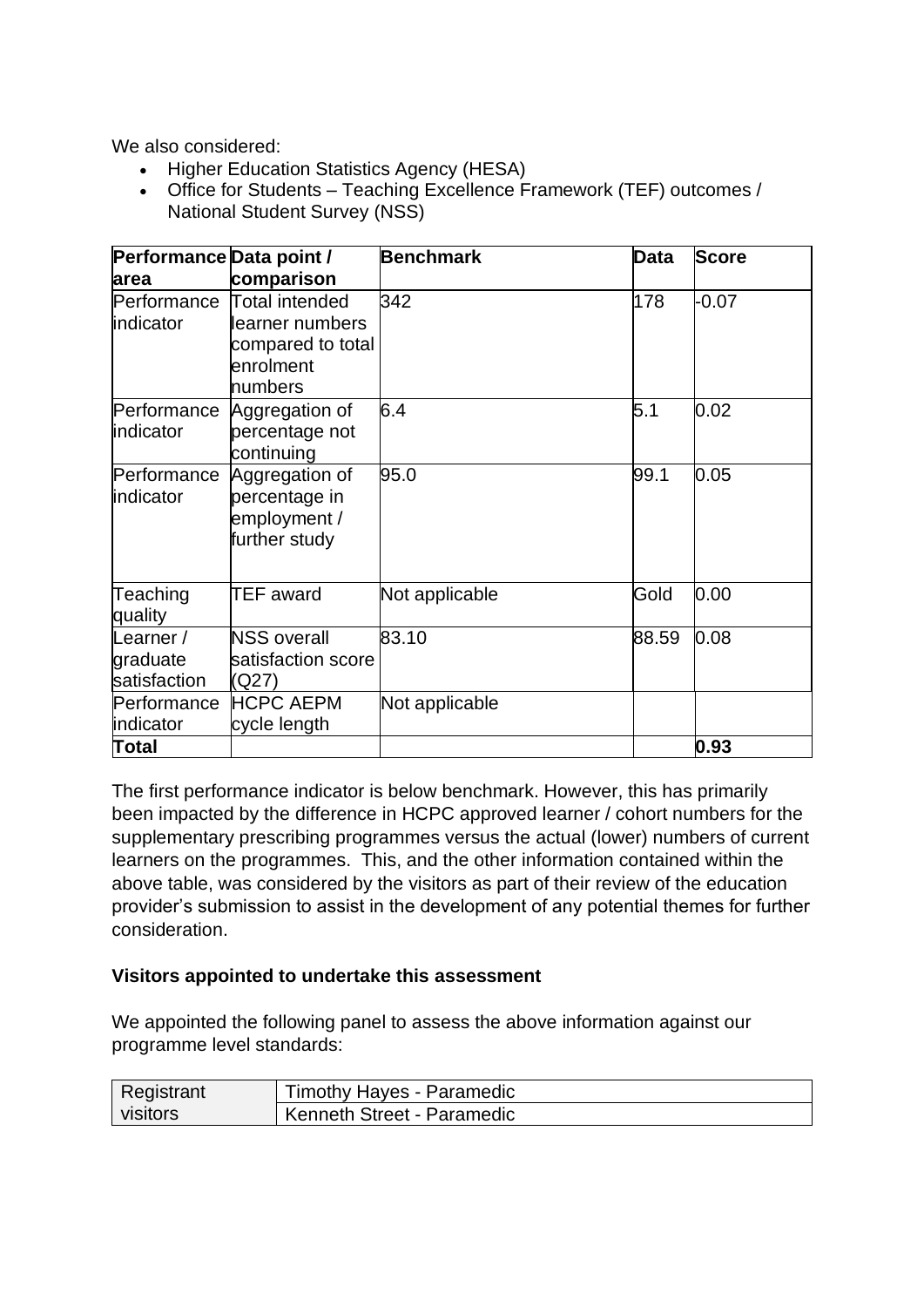We also considered:

- Higher Education Statistics Agency (HESA)
- Office for Students – Teaching Excellence Framework (TEF) outcomes / National Student Survey (NSS)

| Performance area | Data point / comparison | Benchmark | Data | Score |
|---|---|---|---|---|
| Performance indicator | Total intended learner numbers compared to total enrolment numbers | 342 | 178 | -0.07 |
| Performance indicator | Aggregation of percentage not continuing | 6.4 | 5.1 | 0.02 |
| Performance indicator | Aggregation of percentage in employment / further study | 95.0 | 99.1 | 0.05 |
| Teaching quality | TEF award | Not applicable | Gold | 0.00 |
| Learner / graduate satisfaction | NSS overall satisfaction score (Q27) | 83.10 | 88.59 | 0.08 |
| Performance indicator | HCPC AEPM cycle length | Not applicable | | |
| **Total** | | | | **0.93** |

The first performance indicator is below benchmark. However, this has primarily been impacted by the difference in HCPC approved learner / cohort numbers for the supplementary prescribing programmes versus the actual (lower) numbers of current learners on the programmes. This, and the other information contained within the above table, was considered by the visitors as part of their review of the education provider's submission to assist in the development of any potential themes for further consideration.

**Visitors appointed to undertake this assessment**

We appointed the following panel to assess the above information against our programme level standards:

| Registrant visitors | Timothy Hayes - Paramedic |
|---|---|
| | Kenneth Street - Paramedic |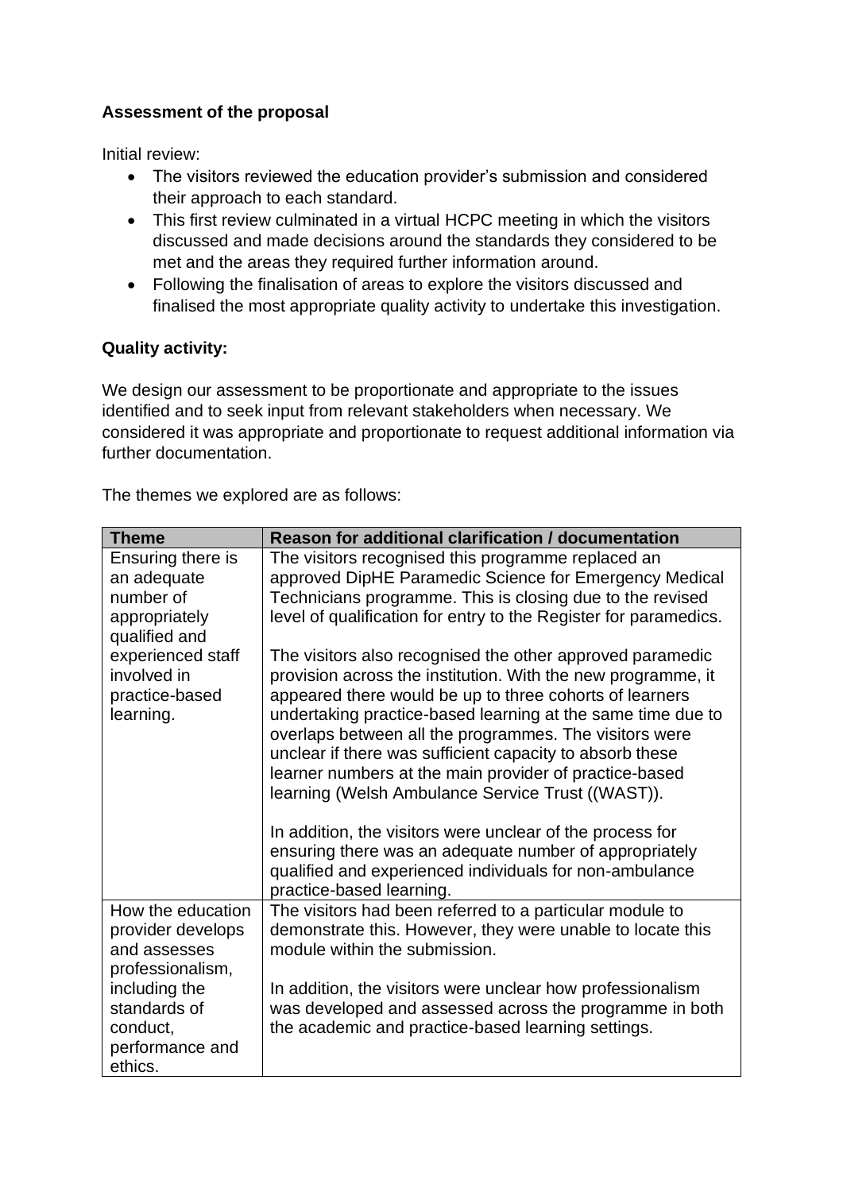**Assessment of the proposal**

Initial review:

- The visitors reviewed the education provider's submission and considered their approach to each standard.
- This first review culminated in a virtual HCPC meeting in which the visitors discussed and made decisions around the standards they considered to be met and the areas they required further information around.
- Following the finalisation of areas to explore the visitors discussed and finalised the most appropriate quality activity to undertake this investigation.

**Quality activity:**

We design our assessment to be proportionate and appropriate to the issues identified and to seek input from relevant stakeholders when necessary. We considered it was appropriate and proportionate to request additional information via further documentation.

The themes we explored are as follows:

| Theme | Reason for additional clarification / documentation |
|---|---|
| Ensuring there is an adequate number of appropriately qualified and experienced staff involved in practice-based learning. | The visitors recognised this programme replaced an approved DipHE Paramedic Science for Emergency Medical Technicians programme. This is closing due to the revised level of qualification for entry to the Register for paramedics.<br><br>The visitors also recognised the other approved paramedic provision across the institution. With the new programme, it appeared there would be up to three cohorts of learners undertaking practice-based learning at the same time due to overlaps between all the programmes. The visitors were unclear if there was sufficient capacity to absorb these learner numbers at the main provider of practice-based learning (Welsh Ambulance Service Trust ((WAST)).<br><br>In addition, the visitors were unclear of the process for ensuring there was an adequate number of appropriately qualified and experienced individuals for non-ambulance practice-based learning. |
| How the education provider develops and assesses professionalism, including the standards of conduct, performance and ethics. | The visitors had been referred to a particular module to demonstrate this. However, they were unable to locate this module within the submission.<br><br>In addition, the visitors were unclear how professionalism was developed and assessed across the programme in both the academic and practice-based learning settings. |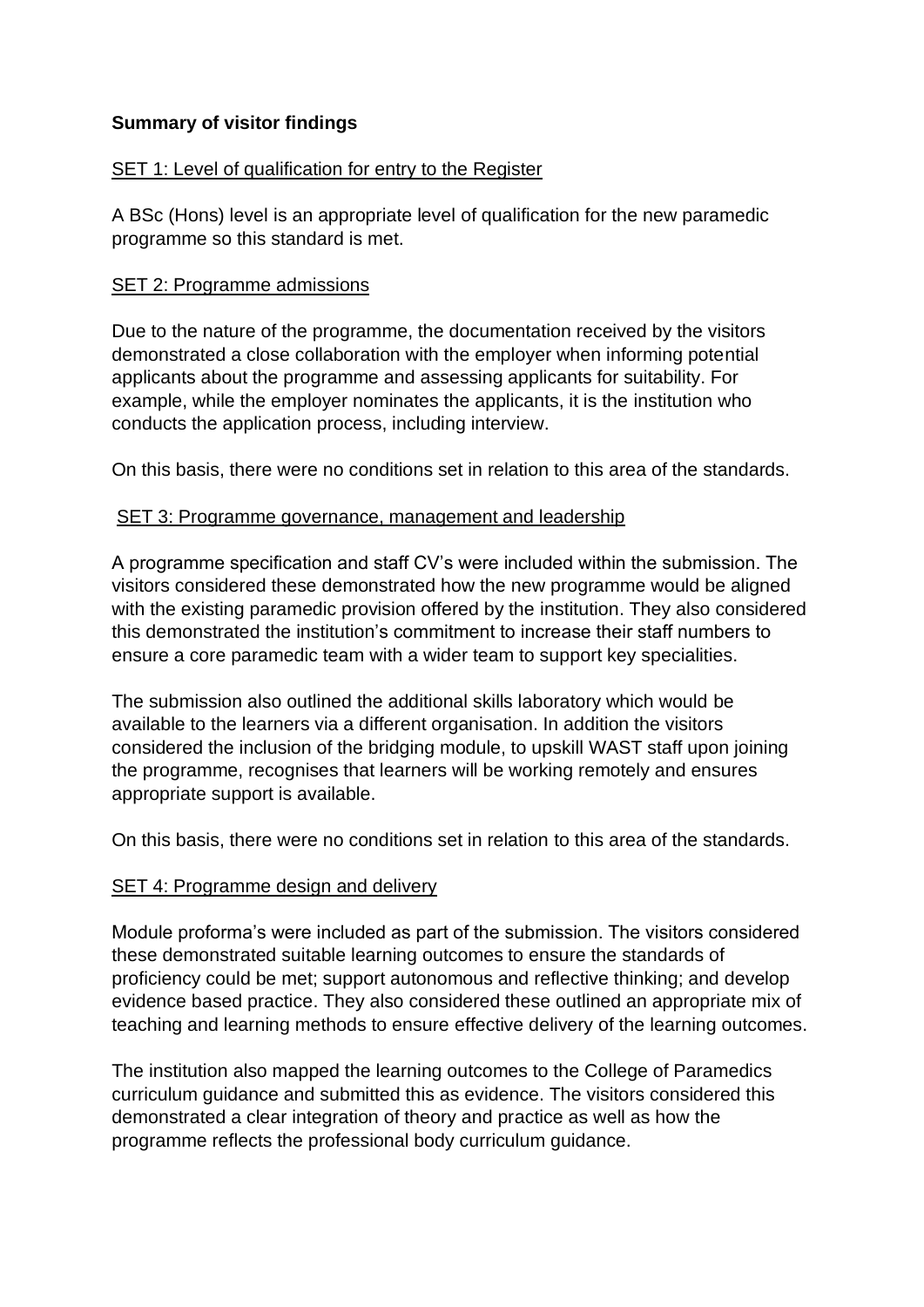**Summary of visitor findings**

SET 1: Level of qualification for entry to the Register

A BSc (Hons) level is an appropriate level of qualification for the new paramedic programme so this standard is met.

SET 2: Programme admissions

Due to the nature of the programme, the documentation received by the visitors demonstrated a close collaboration with the employer when informing potential applicants about the programme and assessing applicants for suitability. For example, while the employer nominates the applicants, it is the institution who conducts the application process, including interview.

On this basis, there were no conditions set in relation to this area of the standards.

SET 3: Programme governance, management and leadership

A programme specification and staff CV's were included within the submission. The visitors considered these demonstrated how the new programme would be aligned with the existing paramedic provision offered by the institution. They also considered this demonstrated the institution's commitment to increase their staff numbers to ensure a core paramedic team with a wider team to support key specialities.

The submission also outlined the additional skills laboratory which would be available to the learners via a different organisation. In addition the visitors considered the inclusion of the bridging module, to upskill WAST staff upon joining the programme, recognises that learners will be working remotely and ensures appropriate support is available.

On this basis, there were no conditions set in relation to this area of the standards.

SET 4: Programme design and delivery

Module proforma's were included as part of the submission. The visitors considered these demonstrated suitable learning outcomes to ensure the standards of proficiency could be met; support autonomous and reflective thinking; and develop evidence based practice. They also considered these outlined an appropriate mix of teaching and learning methods to ensure effective delivery of the learning outcomes.

The institution also mapped the learning outcomes to the College of Paramedics curriculum guidance and submitted this as evidence. The visitors considered this demonstrated a clear integration of theory and practice as well as how the programme reflects the professional body curriculum guidance.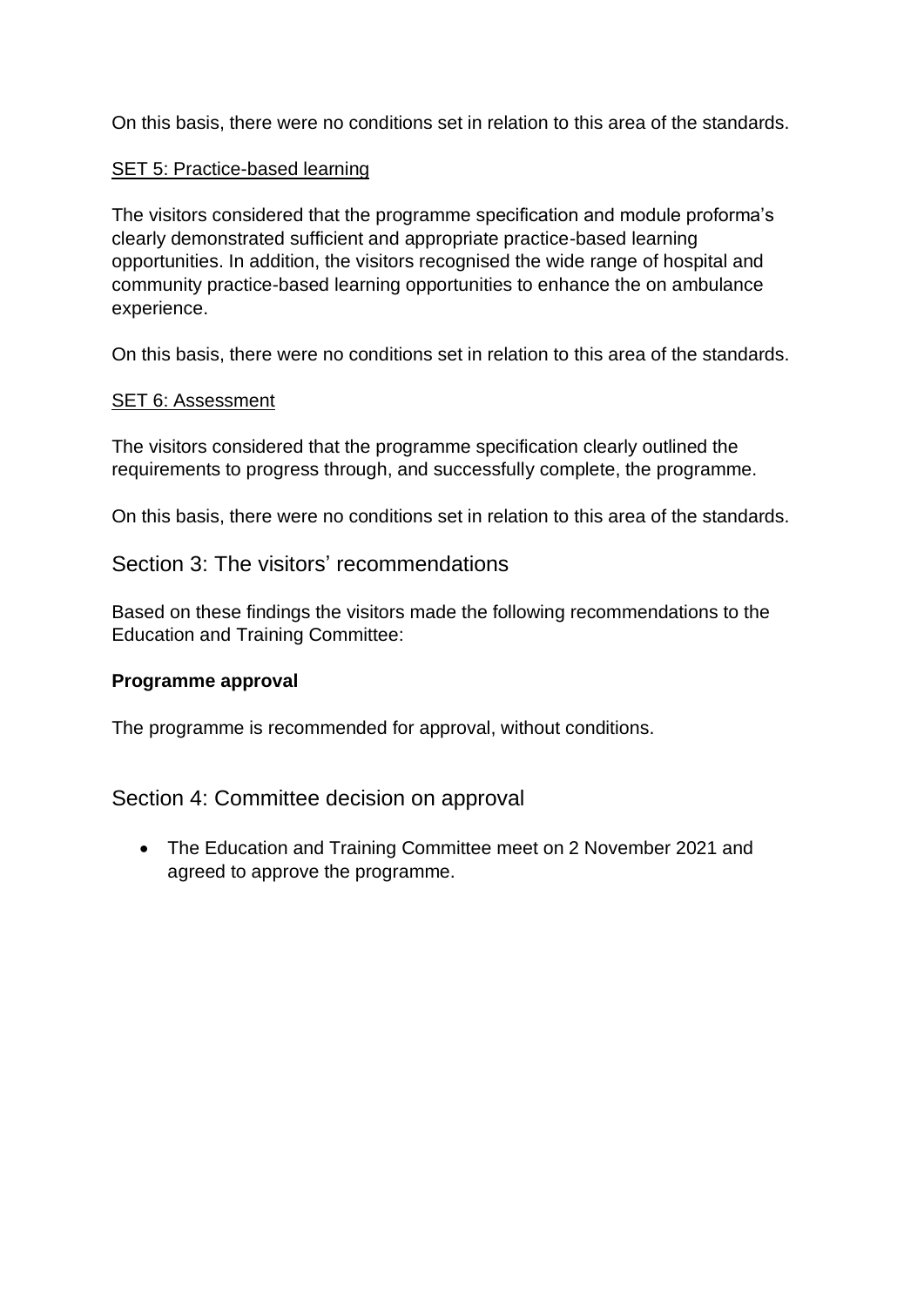On this basis, there were no conditions set in relation to this area of the standards.

SET 5: Practice-based learning

The visitors considered that the programme specification and module proforma's clearly demonstrated sufficient and appropriate practice-based learning opportunities. In addition, the visitors recognised the wide range of hospital and community practice-based learning opportunities to enhance the on ambulance experience.

On this basis, there were no conditions set in relation to this area of the standards.

SET 6: Assessment

The visitors considered that the programme specification clearly outlined the requirements to progress through, and successfully complete, the programme.

On this basis, there were no conditions set in relation to this area of the standards.

## Section 3: The visitors' recommendations

Based on these findings the visitors made the following recommendations to the Education and Training Committee:

**Programme approval**

The programme is recommended for approval, without conditions.

## Section 4: Committee decision on approval

- The Education and Training Committee meet on 2 November 2021 and agreed to approve the programme.